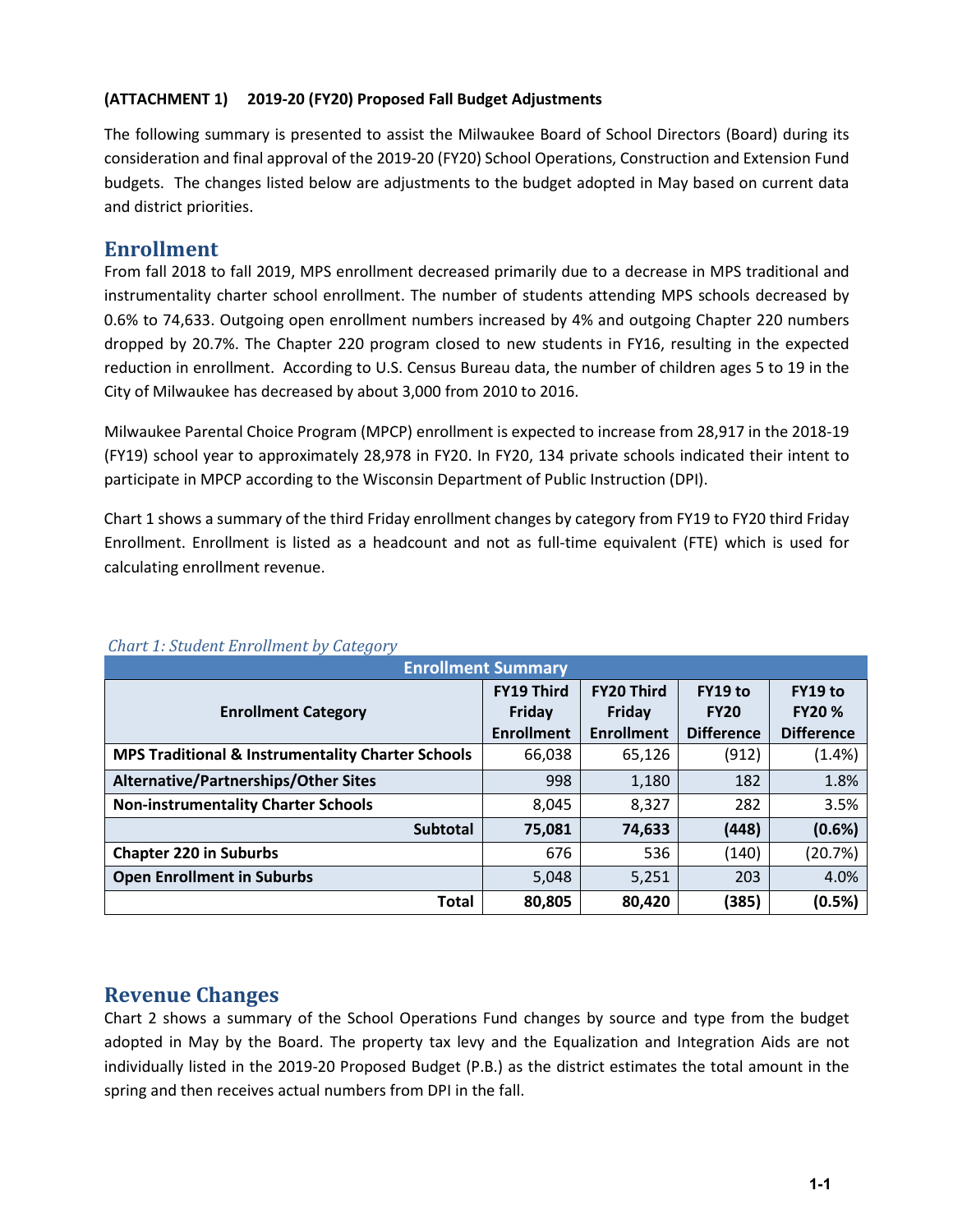**(ATTACHMENT 1) 2019-20 (FY20) Proposed Fall Budget Adjustments**

The following summary is presented to assist the Milwaukee Board of School Directors (Board) during its consideration and final approval of the 2019-20 (FY20) School Operations, Construction and Extension Fund budgets. The changes listed below are adjustments to the budget adopted in May based on current data and district priorities.

## Enrollment

From fall 2018 to fall 2019, MPS enrollment decreased primarily due to a decrease in MPS traditional and instrumentality charter school enrollment. The number of students attending MPS schools decreased by 0.6% to 74,633. Outgoing open enrollment numbers increased by 4% and outgoing Chapter 220 numbers dropped by 20.7%. The Chapter 220 program closed to new students in FY16, resulting in the expected reduction in enrollment. According to U.S. Census Bureau data, the number of children ages 5 to 19 in the City of Milwaukee has decreased by about 3,000 from 2010 to 2016.

Milwaukee Parental Choice Program (MPCP) enrollment is expected to increase from 28,917 in the 2018-19 (FY19) school year to approximately 28,978 in FY20. In FY20, 134 private schools indicated their intent to participate in MPCP according to the Wisconsin Department of Public Instruction (DPI).

Chart 1 shows a summary of the third Friday enrollment changes by category from FY19 to FY20 third Friday Enrollment. Enrollment is listed as a headcount and not as full-time equivalent (FTE) which is used for calculating enrollment revenue.

*Chart 1: Student Enrollment by Category*

| Enrollment Summary | | | | |
|---|---|---|---|---|
| **Enrollment Category** | **FY19 Third Friday Enrollment** | **FY20 Third Friday Enrollment** | **FY19 to FY20 Difference** | **FY19 to FY20 % Difference** |
| **MPS Traditional & Instrumentality Charter Schools** | 66,038 | 65,126 | (912) | (1.4%) |
| **Alternative/Partnerships/Other Sites** | 998 | 1,180 | 182 | 1.8% |
| **Non-instrumentality Charter Schools** | 8,045 | 8,327 | 282 | 3.5% |
| **Subtotal** | **75,081** | **74,633** | **(448)** | **(0.6%)** |
| **Chapter 220 in Suburbs** | 676 | 536 | (140) | (20.7%) |
| **Open Enrollment in Suburbs** | 5,048 | 5,251 | 203 | 4.0% |
| **Total** | **80,805** | **80,420** | **(385)** | **(0.5%)** |

## Revenue Changes

Chart 2 shows a summary of the School Operations Fund changes by source and type from the budget adopted in May by the Board. The property tax levy and the Equalization and Integration Aids are not individually listed in the 2019-20 Proposed Budget (P.B.) as the district estimates the total amount in the spring and then receives actual numbers from DPI in the fall.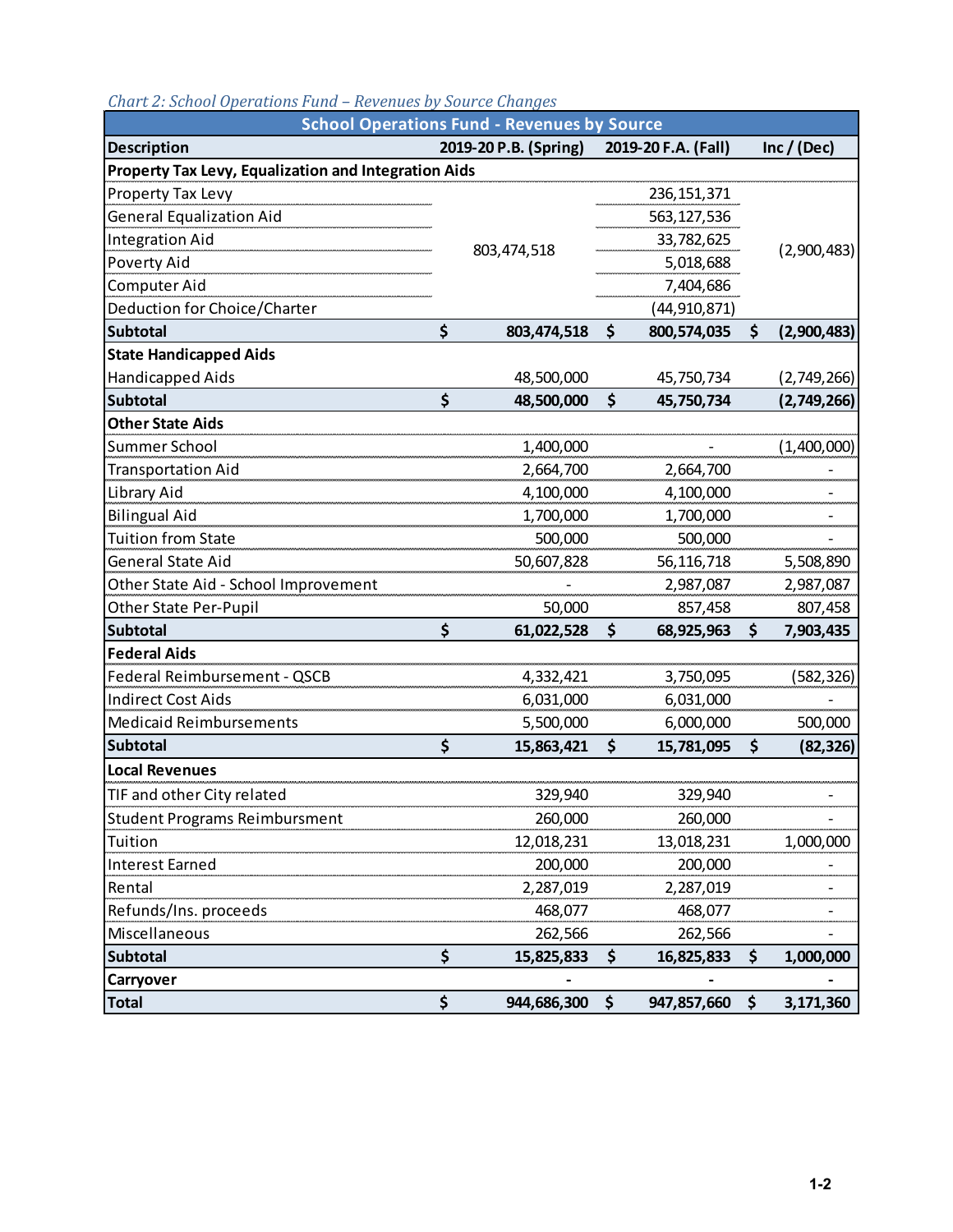*Chart 2: School Operations Fund – Revenues by Source Changes*

| School Operations Fund - Revenues by Source | | | |
|---|---|---|---|
| **Description** | **2019-20 P.B. (Spring)** | **2019-20 F.A. (Fall)** | **Inc / (Dec)** |
| **Property Tax Levy, Equalization and Integration Aids** | | | |
| Property Tax Levy | 803,474,518 | 236,151,371 | (2,900,483) |
| General Equalization Aid | | 563,127,536 | |
| Integration Aid | | 33,782,625 | |
| Poverty Aid | | 5,018,688 | |
| Computer Aid | | 7,404,686 | |
| Deduction for Choice/Charter | | (44,910,871) | |
| **Subtotal** | **$ 803,474,518** | **$ 800,574,035** | **$ (2,900,483)** |
| **State Handicapped Aids** | | | |
| Handicapped Aids | 48,500,000 | 45,750,734 | (2,749,266) |
| **Subtotal** | **$ 48,500,000** | **$ 45,750,734** | **(2,749,266)** |
| **Other State Aids** | | | |
| Summer School | 1,400,000 | - | (1,400,000) |
| Transportation Aid | 2,664,700 | 2,664,700 | - |
| Library Aid | 4,100,000 | 4,100,000 | - |
| Bilingual Aid | 1,700,000 | 1,700,000 | - |
| Tuition from State | 500,000 | 500,000 | - |
| General State Aid | 50,607,828 | 56,116,718 | 5,508,890 |
| Other State Aid - School Improvement | - | 2,987,087 | 2,987,087 |
| Other State Per-Pupil | 50,000 | 857,458 | 807,458 |
| **Subtotal** | **$ 61,022,528** | **$ 68,925,963** | **$ 7,903,435** |
| **Federal Aids** | | | |
| Federal Reimbursement - QSCB | 4,332,421 | 3,750,095 | (582,326) |
| Indirect Cost Aids | 6,031,000 | 6,031,000 | - |
| Medicaid Reimbursements | 5,500,000 | 6,000,000 | 500,000 |
| **Subtotal** | **$ 15,863,421** | **$ 15,781,095** | **$ (82,326)** |
| **Local Revenues** | | | |
| TIF and other City related | 329,940 | 329,940 | - |
| Student Programs Reimbursment | 260,000 | 260,000 | - |
| Tuition | 12,018,231 | 13,018,231 | 1,000,000 |
| Interest Earned | 200,000 | 200,000 | - |
| Rental | 2,287,019 | 2,287,019 | - |
| Refunds/Ins. proceeds | 468,077 | 468,077 | - |
| Miscellaneous | 262,566 | 262,566 | - |
| **Subtotal** | **$ 15,825,833** | **$ 16,825,833** | **$ 1,000,000** |
| **Carryover** | **-** | **-** | **-** |
| **Total** | **$ 944,686,300** | **$ 947,857,660** | **$ 3,171,360** |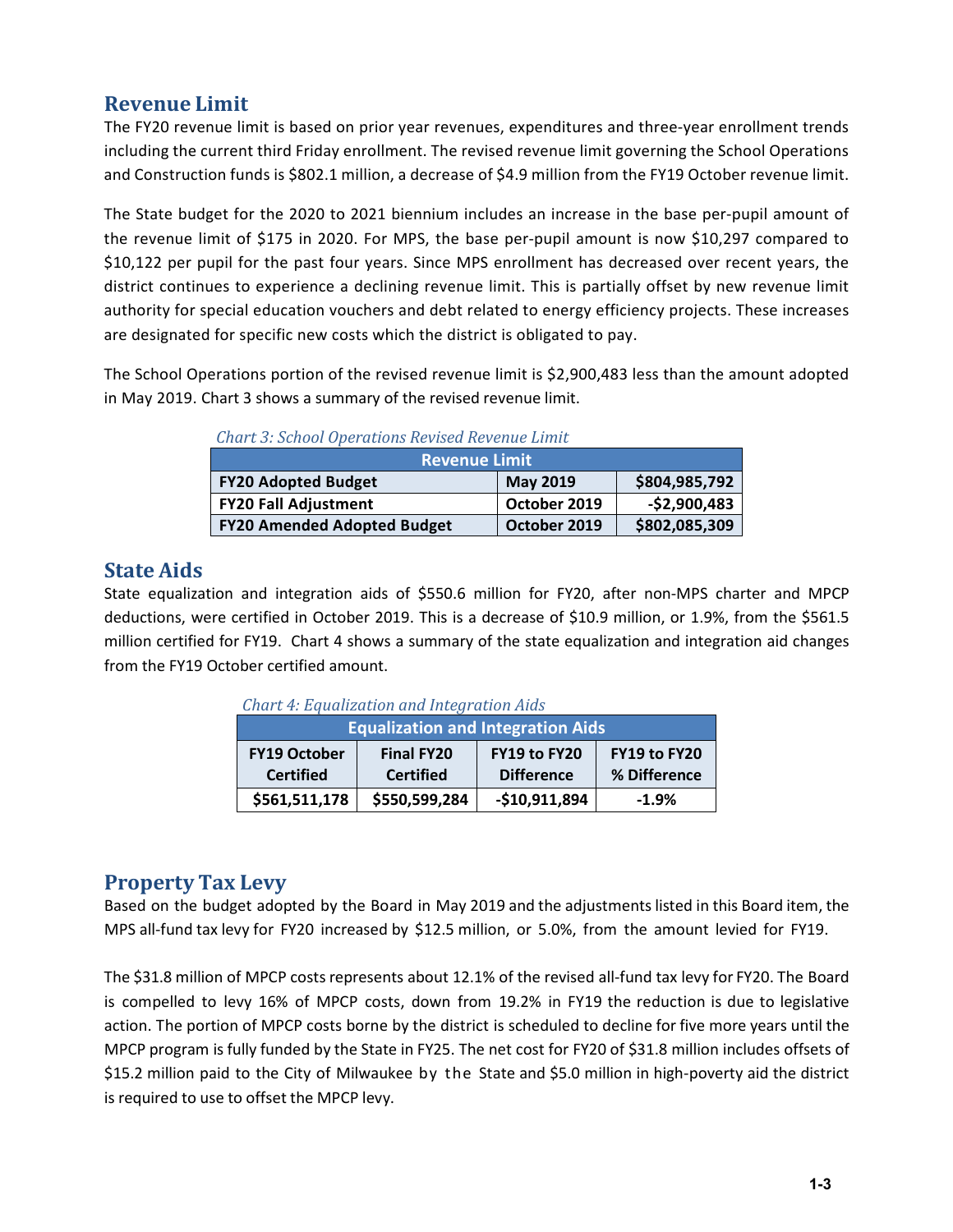## Revenue Limit

The FY20 revenue limit is based on prior year revenues, expenditures and three-year enrollment trends including the current third Friday enrollment. The revised revenue limit governing the School Operations and Construction funds is $802.1 million, a decrease of $4.9 million from the FY19 October revenue limit.

The State budget for the 2020 to 2021 biennium includes an increase in the base per-pupil amount of the revenue limit of $175 in 2020. For MPS, the base per-pupil amount is now $10,297 compared to $10,122 per pupil for the past four years. Since MPS enrollment has decreased over recent years, the district continues to experience a declining revenue limit. This is partially offset by new revenue limit authority for special education vouchers and debt related to energy efficiency projects. These increases are designated for specific new costs which the district is obligated to pay.

The School Operations portion of the revised revenue limit is $2,900,483 less than the amount adopted in May 2019. Chart 3 shows a summary of the revised revenue limit.

*Chart 3: School Operations Revised Revenue Limit*

| Revenue Limit | | |
|---|---|---|
| **FY20 Adopted Budget** | **May 2019** | **$804,985,792** |
| **FY20 Fall Adjustment** | **October 2019** | **-$2,900,483** |
| **FY20 Amended Adopted Budget** | **October 2019** | **$802,085,309** |

## State Aids

State equalization and integration aids of $550.6 million for FY20, after non-MPS charter and MPCP deductions, were certified in October 2019. This is a decrease of $10.9 million, or 1.9%, from the $561.5 million certified for FY19. Chart 4 shows a summary of the state equalization and integration aid changes from the FY19 October certified amount.

*Chart 4: Equalization and Integration Aids*

| FY19 October Certified | Final FY20 Certified | FY19 to FY20 Difference | FY19 to FY20 % Difference |
|---|---|---|---|
| **$561,511,178** | **$550,599,284** | **-$10,911,894** | **-1.9%** |

## Property Tax Levy

Based on the budget adopted by the Board in May 2019 and the adjustments listed in this Board item, the MPS all-fund tax levy for FY20 increased by $12.5 million, or 5.0%, from the amount levied for FY19.

The $31.8 million of MPCP costs represents about 12.1% of the revised all-fund tax levy for FY20. The Board is compelled to levy 16% of MPCP costs, down from 19.2% in FY19 the reduction is due to legislative action. The portion of MPCP costs borne by the district is scheduled to decline for five more years until the MPCP program is fully funded by the State in FY25. The net cost for FY20 of $31.8 million includes offsets of $15.2 million paid to the City of Milwaukee by the State and $5.0 million in high-poverty aid the district is required to use to offset the MPCP levy.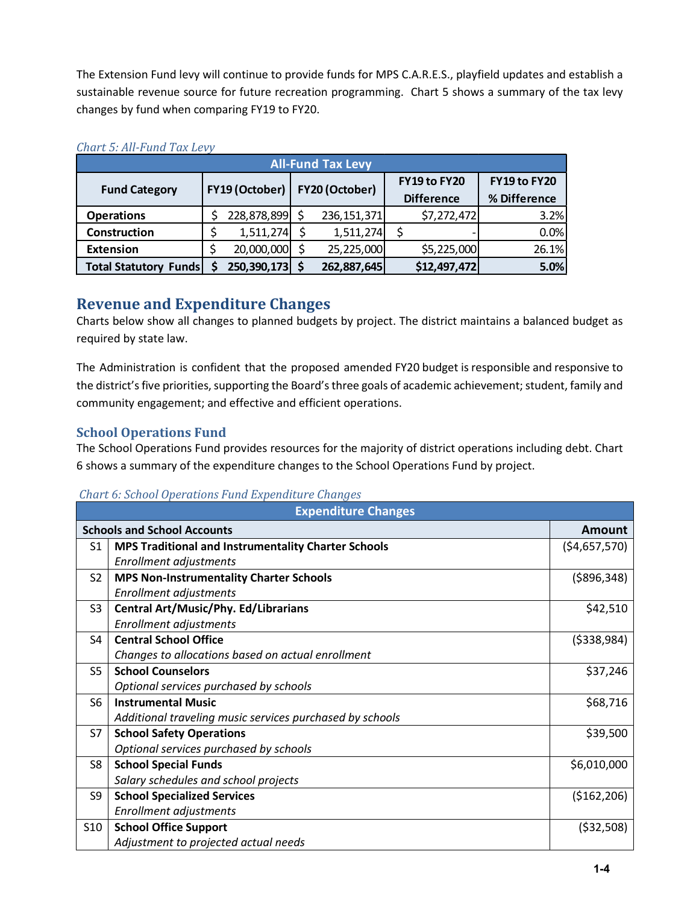The Extension Fund levy will continue to provide funds for MPS C.A.R.E.S., playfield updates and establish a sustainable revenue source for future recreation programming. Chart 5 shows a summary of the tax levy changes by fund when comparing FY19 to FY20.

*Chart 5: All-Fund Tax Levy*

| All-Fund Tax Levy | | | | |
|---|---|---|---|---|
| **Fund Category** | **FY19 (October)** | **FY20 (October)** | **FY19 to FY20 Difference** | **FY19 to FY20 % Difference** |
| **Operations** | $ 228,878,899 | $ 236,151,371 | $7,272,472 | 3.2% |
| **Construction** | $ 1,511,274 | $ 1,511,274 | $ - | 0.0% |
| **Extension** | $ 20,000,000 | $ 25,225,000 | $5,225,000 | 26.1% |
| **Total Statutory Funds** | **$ 250,390,173** | **$ 262,887,645** | **$12,497,472** | **5.0%** |

## Revenue and Expenditure Changes

Charts below show all changes to planned budgets by project. The district maintains a balanced budget as required by state law.

The Administration is confident that the proposed amended FY20 budget is responsible and responsive to the district's five priorities, supporting the Board's three goals of academic achievement; student, family and community engagement; and effective and efficient operations.

### School Operations Fund

The School Operations Fund provides resources for the majority of district operations including debt. Chart 6 shows a summary of the expenditure changes to the School Operations Fund by project.

*Chart 6: School Operations Fund Expenditure Changes*

| Expenditure Changes | | |
|---|---|---|
| **Schools and School Accounts** | | **Amount** |
| S1 | **MPS Traditional and Instrumentality Charter Schools**<br>*Enrollment adjustments* | ($4,657,570) |
| S2 | **MPS Non-Instrumentality Charter Schools**<br>*Enrollment adjustments* | ($896,348) |
| S3 | **Central Art/Music/Phy. Ed/Librarians**<br>*Enrollment adjustments* | $42,510 |
| S4 | **Central School Office**<br>*Changes to allocations based on actual enrollment* | ($338,984) |
| S5 | **School Counselors**<br>*Optional services purchased by schools* | $37,246 |
| S6 | **Instrumental Music**<br>*Additional traveling music services purchased by schools* | $68,716 |
| S7 | **School Safety Operations**<br>*Optional services purchased by schools* | $39,500 |
| S8 | **School Special Funds**<br>*Salary schedules and school projects* | $6,010,000 |
| S9 | **School Specialized Services**<br>*Enrollment adjustments* | ($162,206) |
| S10 | **School Office Support**<br>*Adjustment to projected actual needs* | ($32,508) |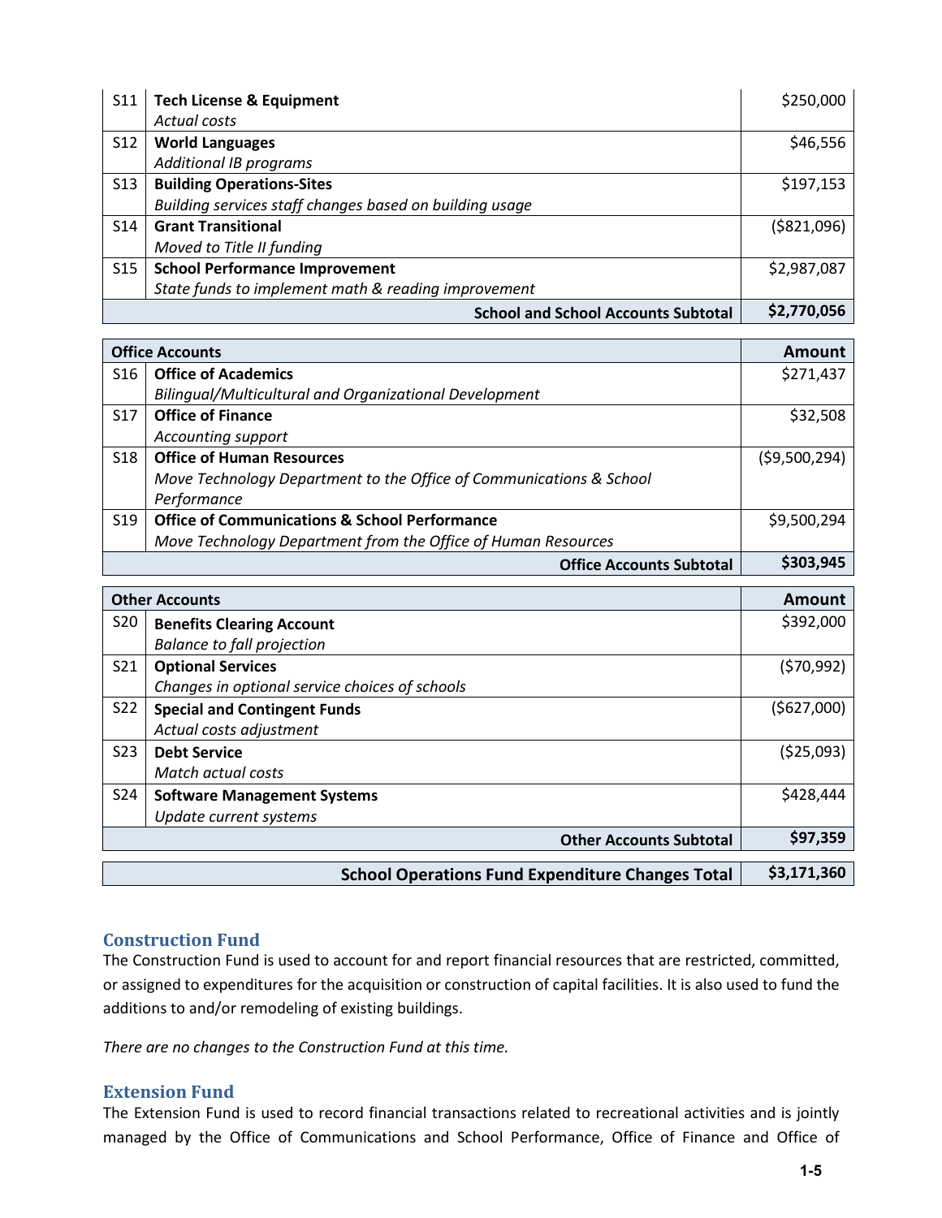| | | |
|---|---|---|
| S11 | **Tech License & Equipment**<br>*Actual costs* | $250,000 |
| S12 | **World Languages**<br>*Additional IB programs* | $46,556 |
| S13 | **Building Operations-Sites**<br>*Building services staff changes based on building usage* | $197,153 |
| S14 | **Grant Transitional**<br>*Moved to Title II funding* | ($821,096) |
| S15 | **School Performance Improvement**<br>*State funds to implement math & reading improvement* | $2,987,087 |
| | **School and School Accounts Subtotal** | **$2,770,056** |

| Office Accounts | | Amount |
|---|---|---|
| S16 | **Office of Academics**<br>*Bilingual/Multicultural and Organizational Development* | $271,437 |
| S17 | **Office of Finance**<br>*Accounting support* | $32,508 |
| S18 | **Office of Human Resources**<br>*Move Technology Department to the Office of Communications & School Performance* | ($9,500,294) |
| S19 | **Office of Communications & School Performance**<br>*Move Technology Department from the Office of Human Resources* | $9,500,294 |
| | **Office Accounts Subtotal** | **$303,945** |

| Other Accounts | | Amount |
|---|---|---|
| S20 | **Benefits Clearing Account**<br>*Balance to fall projection* | $392,000 |
| S21 | **Optional Services**<br>*Changes in optional service choices of schools* | ($70,992) |
| S22 | **Special and Contingent Funds**<br>*Actual costs adjustment* | ($627,000) |
| S23 | **Debt Service**<br>*Match actual costs* | ($25,093) |
| S24 | **Software Management Systems**<br>*Update current systems* | $428,444 |
| | **Other Accounts Subtotal** | **$97,359** |

| | |
|---|---|
| **School Operations Fund Expenditure Changes Total** | **$3,171,360** |

## Construction Fund

The Construction Fund is used to account for and report financial resources that are restricted, committed, or assigned to expenditures for the acquisition or construction of capital facilities. It is also used to fund the additions to and/or remodeling of existing buildings.

*There are no changes to the Construction Fund at this time.*

## Extension Fund

The Extension Fund is used to record financial transactions related to recreational activities and is jointly managed by the Office of Communications and School Performance, Office of Finance and Office of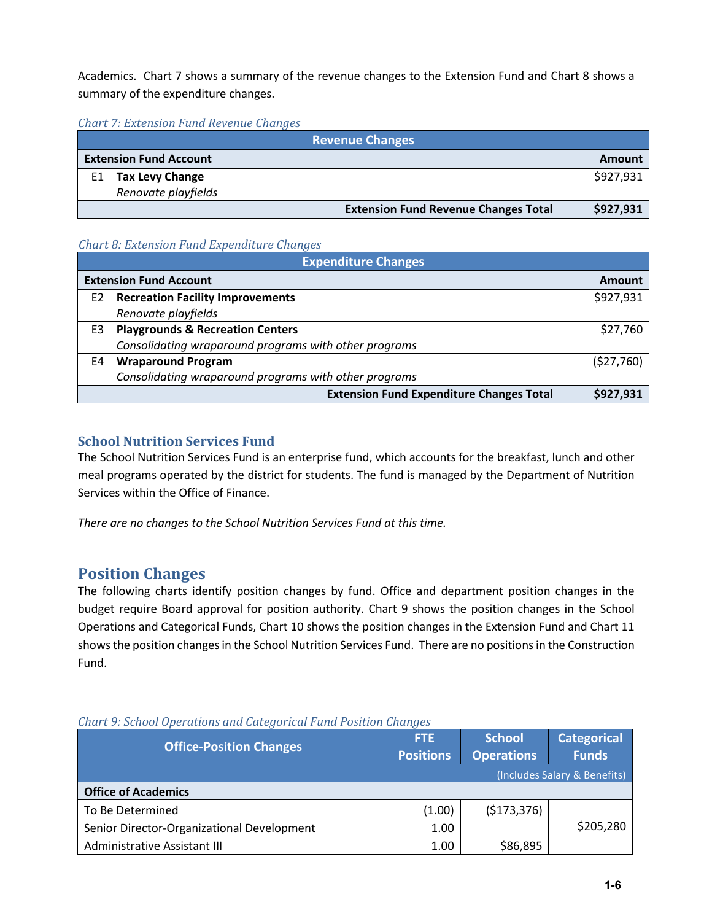Academics. Chart 7 shows a summary of the revenue changes to the Extension Fund and Chart 8 shows a summary of the expenditure changes.

*Chart 7: Extension Fund Revenue Changes*

| Revenue Changes | | |
|---|---|---|
| **Extension Fund Account** | | **Amount** |
| E1 | **Tax Levy Change**<br>*Renovate playfields* | $927,931 |
| | **Extension Fund Revenue Changes Total** | **$927,931** |

*Chart 8: Extension Fund Expenditure Changes*

| Expenditure Changes | | |
|---|---|---|
| **Extension Fund Account** | | **Amount** |
| E2 | **Recreation Facility Improvements**<br>*Renovate playfields* | $927,931 |
| E3 | **Playgrounds & Recreation Centers**<br>*Consolidating wraparound programs with other programs* | $27,760 |
| E4 | **Wraparound Program**<br>*Consolidating wraparound programs with other programs* | ($27,760) |
| | **Extension Fund Expenditure Changes Total** | **$927,931** |

## School Nutrition Services Fund

The School Nutrition Services Fund is an enterprise fund, which accounts for the breakfast, lunch and other meal programs operated by the district for students. The fund is managed by the Department of Nutrition Services within the Office of Finance.

*There are no changes to the School Nutrition Services Fund at this time.*

# Position Changes

The following charts identify position changes by fund. Office and department position changes in the budget require Board approval for position authority. Chart 9 shows the position changes in the School Operations and Categorical Funds, Chart 10 shows the position changes in the Extension Fund and Chart 11 shows the position changes in the School Nutrition Services Fund. There are no positions in the Construction Fund.

*Chart 9: School Operations and Categorical Fund Position Changes*

| Office-Position Changes | FTE Positions | School Operations | Categorical Funds |
|---|---|---|---|
| | | (Includes Salary & Benefits) | |
| **Office of Academics** | | | |
| To Be Determined | (1.00) | ($173,376) | |
| Senior Director-Organizational Development | 1.00 | | $205,280 |
| Administrative Assistant III | 1.00 | $86,895 | |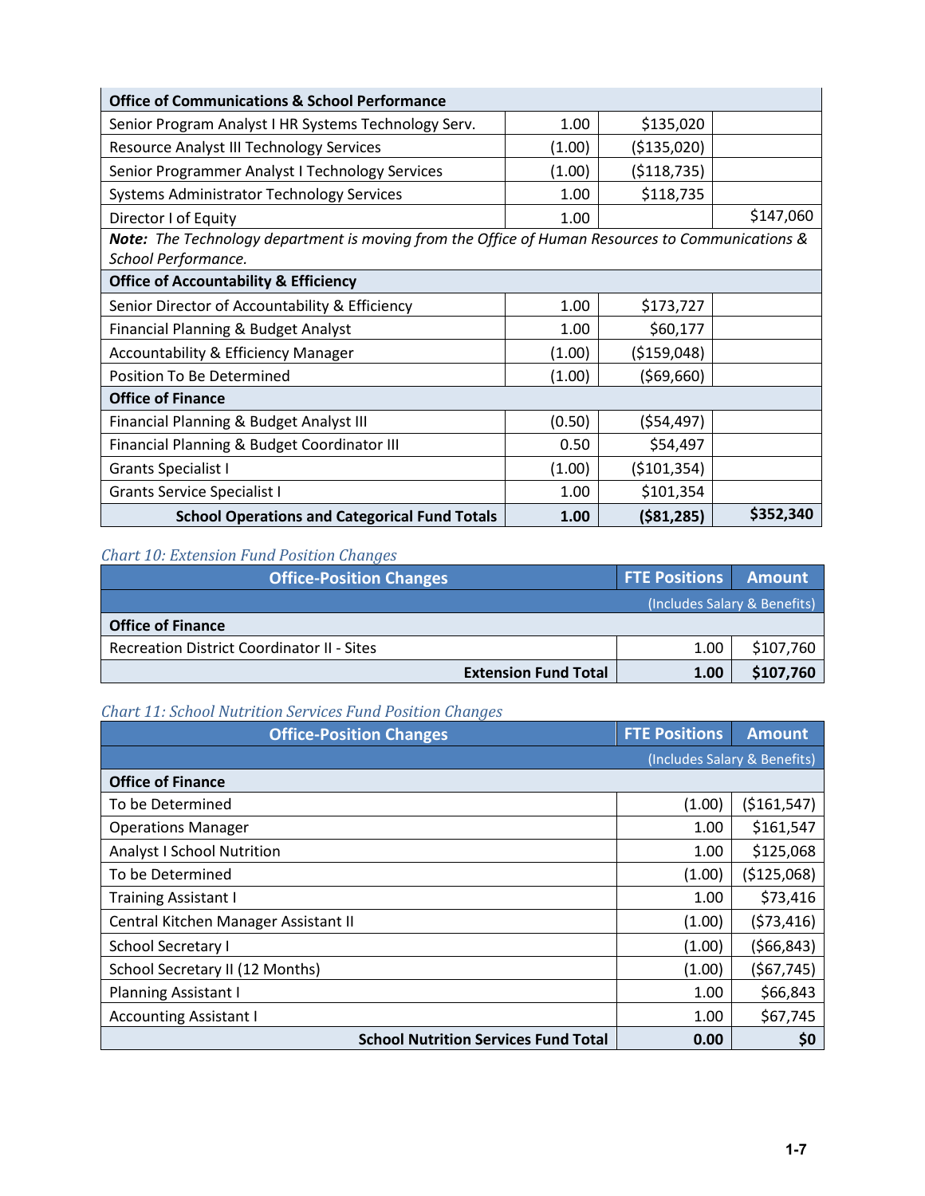| Office of Communications & School Performance | | | |
|---|---|---|---|
| Senior Program Analyst I HR Systems Technology Serv. | 1.00 | $135,020 | |
| Resource Analyst III Technology Services | (1.00) | ($135,020) | |
| Senior Programmer Analyst I Technology Services | (1.00) | ($118,735) | |
| Systems Administrator Technology Services | 1.00 | $118,735 | |
| Director I of Equity | 1.00 | | $147,060 |
| ***Note:*** *The Technology department is moving from the Office of Human Resources to Communications & School Performance.* | | | |
| **Office of Accountability & Efficiency** | | | |
| Senior Director of Accountability & Efficiency | 1.00 | $173,727 | |
| Financial Planning & Budget Analyst | 1.00 | $60,177 | |
| Accountability & Efficiency Manager | (1.00) | ($159,048) | |
| Position To Be Determined | (1.00) | ($69,660) | |
| **Office of Finance** | | | |
| Financial Planning & Budget Analyst III | (0.50) | ($54,497) | |
| Financial Planning & Budget Coordinator III | 0.50 | $54,497 | |
| Grants Specialist I | (1.00) | ($101,354) | |
| Grants Service Specialist I | 1.00 | $101,354 | |
| **School Operations and Categorical Fund Totals** | **1.00** | **($81,285)** | **$352,340** |

*Chart 10: Extension Fund Position Changes*

| Office-Position Changes | FTE Positions | Amount |
|---|---|---|
| | | (Includes Salary & Benefits) |
| **Office of Finance** | | |
| Recreation District Coordinator II - Sites | 1.00 | $107,760 |
| **Extension Fund Total** | **1.00** | **$107,760** |

*Chart 11: School Nutrition Services Fund Position Changes*

| Office-Position Changes | FTE Positions | Amount |
|---|---|---|
| | | (Includes Salary & Benefits) |
| **Office of Finance** | | |
| To be Determined | (1.00) | ($161,547) |
| Operations Manager | 1.00 | $161,547 |
| Analyst I School Nutrition | 1.00 | $125,068 |
| To be Determined | (1.00) | ($125,068) |
| Training Assistant I | 1.00 | $73,416 |
| Central Kitchen Manager Assistant II | (1.00) | ($73,416) |
| School Secretary I | (1.00) | ($66,843) |
| School Secretary II (12 Months) | (1.00) | ($67,745) |
| Planning Assistant I | 1.00 | $66,843 |
| Accounting Assistant I | 1.00 | $67,745 |
| **School Nutrition Services Fund Total** | **0.00** | **$0** |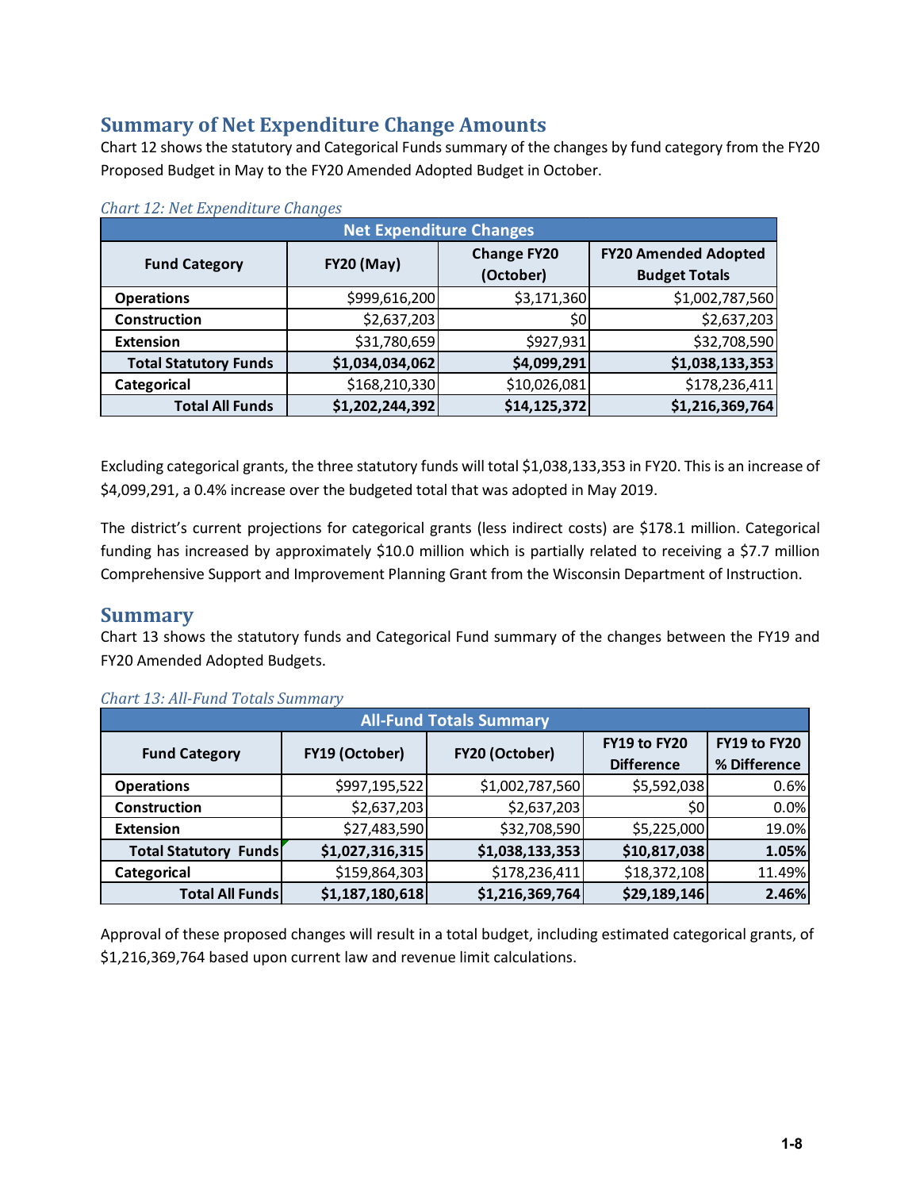## Summary of Net Expenditure Change Amounts

Chart 12 shows the statutory and Categorical Funds summary of the changes by fund category from the FY20 Proposed Budget in May to the FY20 Amended Adopted Budget in October.

*Chart 12: Net Expenditure Changes*

| Net Expenditure Changes | | | |
|---|---|---|---|
| **Fund Category** | **FY20 (May)** | **Change FY20 (October)** | **FY20 Amended Adopted Budget Totals** |
| **Operations** | $999,616,200 | $3,171,360 | $1,002,787,560 |
| **Construction** | $2,637,203 | $0 | $2,637,203 |
| **Extension** | $31,780,659 | $927,931 | $32,708,590 |
| **Total Statutory Funds** | **$1,034,034,062** | **$4,099,291** | **$1,038,133,353** |
| **Categorical** | $168,210,330 | $10,026,081 | $178,236,411 |
| **Total All Funds** | **$1,202,244,392** | **$14,125,372** | **$1,216,369,764** |

Excluding categorical grants, the three statutory funds will total $1,038,133,353 in FY20. This is an increase of $4,099,291, a 0.4% increase over the budgeted total that was adopted in May 2019.

The district's current projections for categorical grants (less indirect costs) are $178.1 million. Categorical funding has increased by approximately $10.0 million which is partially related to receiving a $7.7 million Comprehensive Support and Improvement Planning Grant from the Wisconsin Department of Instruction.

## Summary

Chart 13 shows the statutory funds and Categorical Fund summary of the changes between the FY19 and FY20 Amended Adopted Budgets.

*Chart 13: All-Fund Totals Summary*

| All-Fund Totals Summary | | | | |
|---|---|---|---|---|
| **Fund Category** | **FY19 (October)** | **FY20 (October)** | **FY19 to FY20 Difference** | **FY19 to FY20 % Difference** |
| **Operations** | $997,195,522 | $1,002,787,560 | $5,592,038 | 0.6% |
| **Construction** | $2,637,203 | $2,637,203 | $0 | 0.0% |
| **Extension** | $27,483,590 | $32,708,590 | $5,225,000 | 19.0% |
| **Total Statutory Funds** | **$1,027,316,315** | **$1,038,133,353** | **$10,817,038** | **1.05%** |
| **Categorical** | $159,864,303 | $178,236,411 | $18,372,108 | 11.49% |
| **Total All Funds** | **$1,187,180,618** | **$1,216,369,764** | **$29,189,146** | **2.46%** |

Approval of these proposed changes will result in a total budget, including estimated categorical grants, of $1,216,369,764 based upon current law and revenue limit calculations.